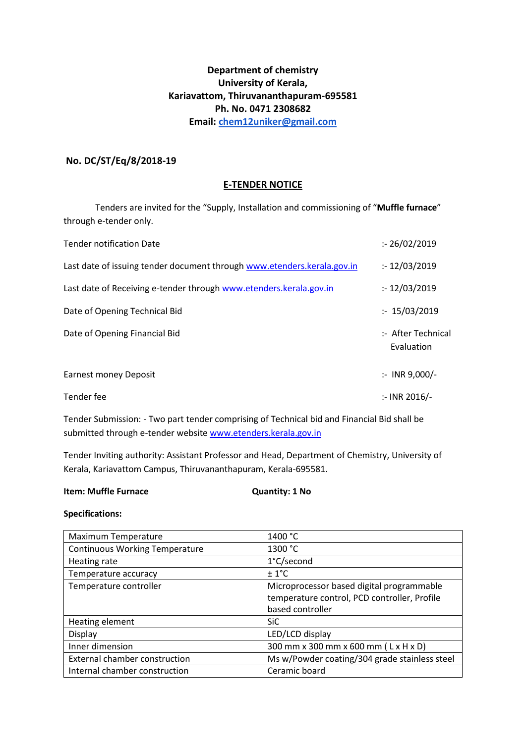**Department of chemistry**
**University of Kerala,**
**Kariavattom, Thiruvananthapuram-695581**
**Ph. No. 0471 2308682**
**Email: chem12uniker@gmail.com**

**No. DC/ST/Eq/8/2018-19**

## E-TENDER NOTICE

Tenders are invited for the "Supply, Installation and commissioning of "**Muffle furnace**" through e-tender only.

| | |
|---|---|
| Tender notification Date | :- 26/02/2019 |
| Last date of issuing tender document through www.etenders.kerala.gov.in | :- 12/03/2019 |
| Last date of Receiving e-tender through www.etenders.kerala.gov.in | :- 12/03/2019 |
| Date of Opening Technical Bid | :- 15/03/2019 |
| Date of Opening Financial Bid | :- After Technical Evaluation |
| Earnest money Deposit | :- INR 9,000/- |
| Tender fee | :- INR 2016/- |

Tender Submission: - Two part tender comprising of Technical bid and Financial Bid shall be submitted through e-tender website www.etenders.kerala.gov.in

Tender Inviting authority: Assistant Professor and Head, Department of Chemistry, University of Kerala, Kariavattom Campus, Thiruvananthapuram, Kerala-695581.

**Item: Muffle Furnace** **Quantity: 1 No**

**Specifications:**

| | |
|---|---|
| Maximum Temperature | 1400 °C |
| Continuous Working Temperature | 1300 °C |
| Heating rate | 1°C/second |
| Temperature accuracy | ± 1°C |
| Temperature controller | Microprocessor based digital programmable temperature control, PCD controller, Profile based controller |
| Heating element | SiC |
| Display | LED/LCD display |
| Inner dimension | 300 mm x 300 mm x 600 mm ( L x H x D) |
| External chamber construction | Ms w/Powder coating/304 grade stainless steel |
| Internal chamber construction | Ceramic board |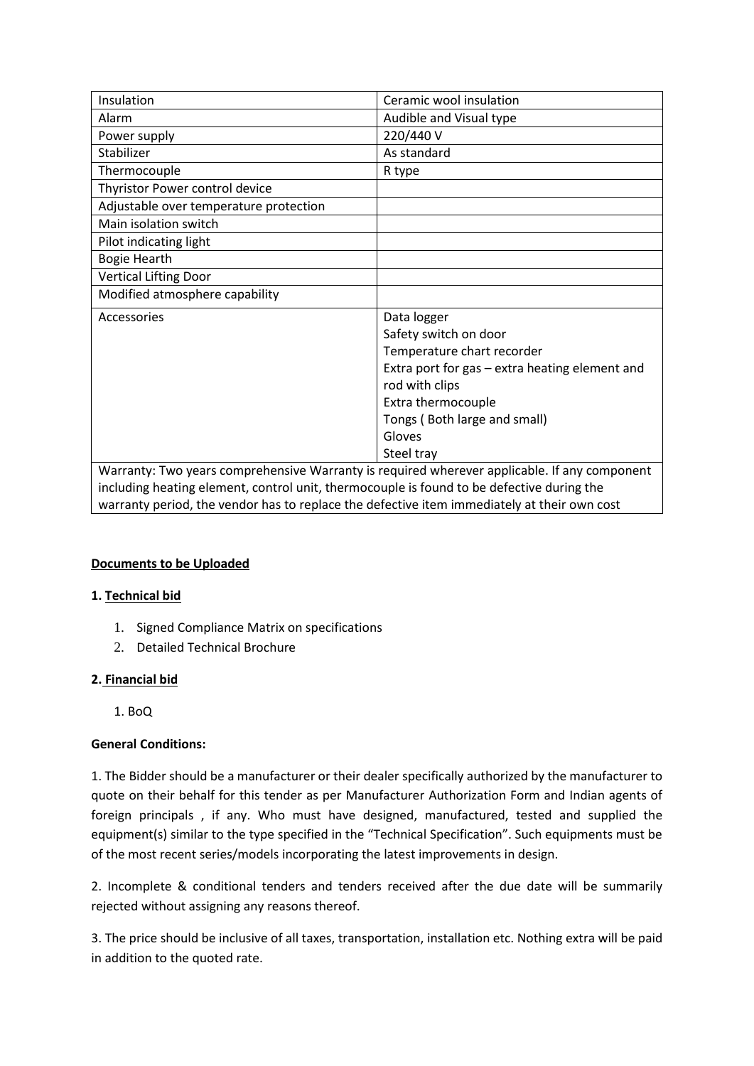| Insulation | Ceramic wool insulation |
|---|---|
| Alarm | Audible and Visual type |
| Power supply | 220/440 V |
| Stabilizer | As standard |
| Thermocouple | R type |
| Thyristor Power control device | |
| Adjustable over temperature protection | |
| Main isolation switch | |
| Pilot indicating light | |
| Bogie Hearth | |
| Vertical Lifting Door | |
| Modified atmosphere capability | |
| Accessories | Data logger<br>Safety switch on door<br>Temperature chart recorder<br>Extra port for gas – extra heating element and rod with clips<br>Extra thermocouple<br>Tongs ( Both large and small)<br>Gloves<br>Steel tray |
| Warranty: Two years comprehensive Warranty is required wherever applicable. If any component including heating element, control unit, thermocouple is found to be defective during the warranty period, the vendor has to replace the defective item immediately at their own cost | |

**Documents to be Uploaded**

**1. Technical bid**

1. Signed Compliance Matrix on specifications
2. Detailed Technical Brochure

**2. Financial bid**

1. BoQ

**General Conditions:**

1. The Bidder should be a manufacturer or their dealer specifically authorized by the manufacturer to quote on their behalf for this tender as per Manufacturer Authorization Form and Indian agents of foreign principals , if any. Who must have designed, manufactured, tested and supplied the equipment(s) similar to the type specified in the "Technical Specification". Such equipments must be of the most recent series/models incorporating the latest improvements in design.

2. Incomplete & conditional tenders and tenders received after the due date will be summarily rejected without assigning any reasons thereof.

3. The price should be inclusive of all taxes, transportation, installation etc. Nothing extra will be paid in addition to the quoted rate.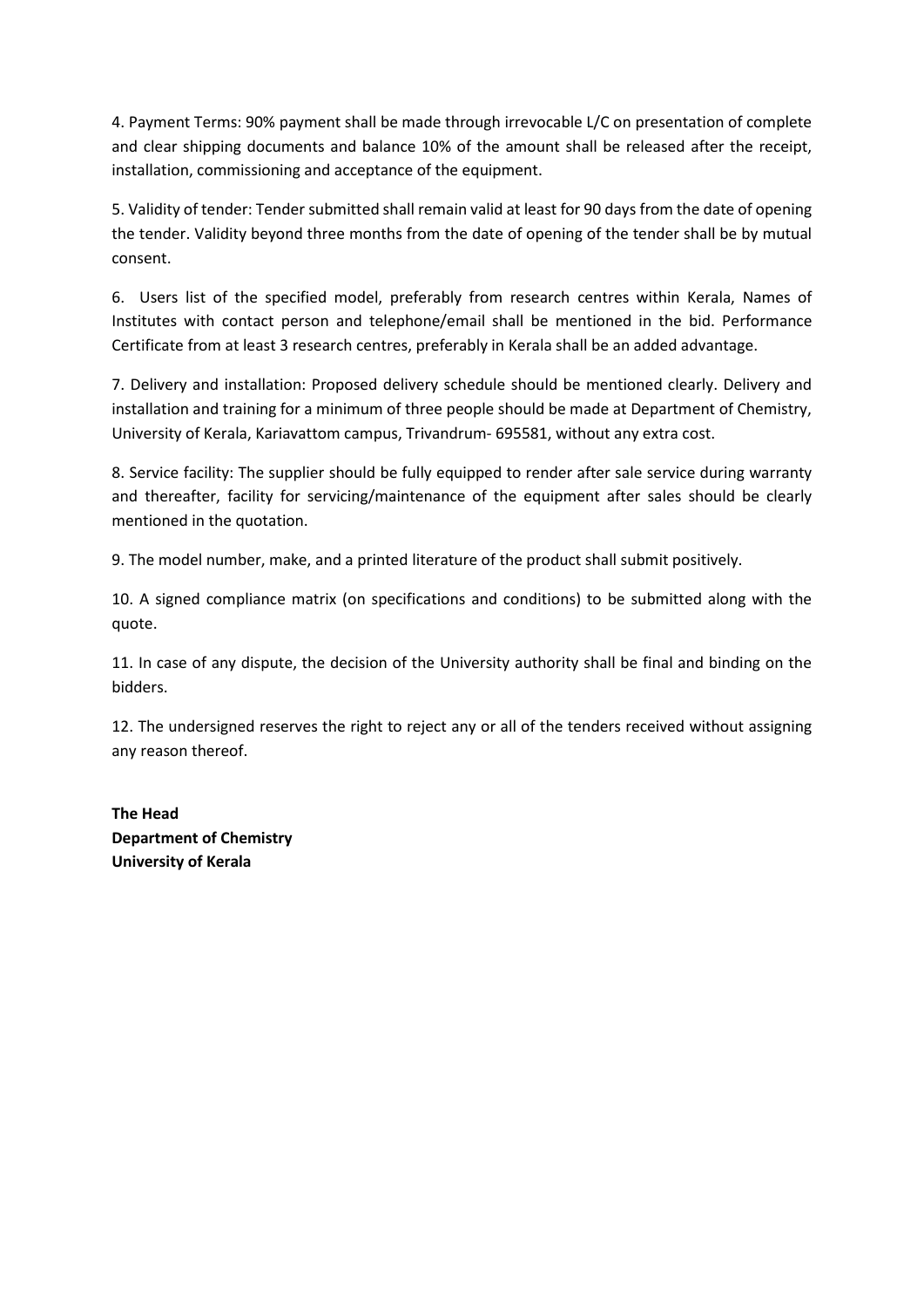4. Payment Terms: 90% payment shall be made through irrevocable L/C on presentation of complete and clear shipping documents and balance 10% of the amount shall be released after the receipt, installation, commissioning and acceptance of the equipment.

5. Validity of tender: Tender submitted shall remain valid at least for 90 days from the date of opening the tender. Validity beyond three months from the date of opening of the tender shall be by mutual consent.

6. Users list of the specified model, preferably from research centres within Kerala, Names of Institutes with contact person and telephone/email shall be mentioned in the bid. Performance Certificate from at least 3 research centres, preferably in Kerala shall be an added advantage.

7. Delivery and installation: Proposed delivery schedule should be mentioned clearly. Delivery and installation and training for a minimum of three people should be made at Department of Chemistry, University of Kerala, Kariavattom campus, Trivandrum- 695581, without any extra cost.

8. Service facility: The supplier should be fully equipped to render after sale service during warranty and thereafter, facility for servicing/maintenance of the equipment after sales should be clearly mentioned in the quotation.

9. The model number, make, and a printed literature of the product shall submit positively.

10. A signed compliance matrix (on specifications and conditions) to be submitted along with the quote.

11. In case of any dispute, the decision of the University authority shall be final and binding on the bidders.

12. The undersigned reserves the right to reject any or all of the tenders received without assigning any reason thereof.

**The Head**
**Department of Chemistry**
**University of Kerala**